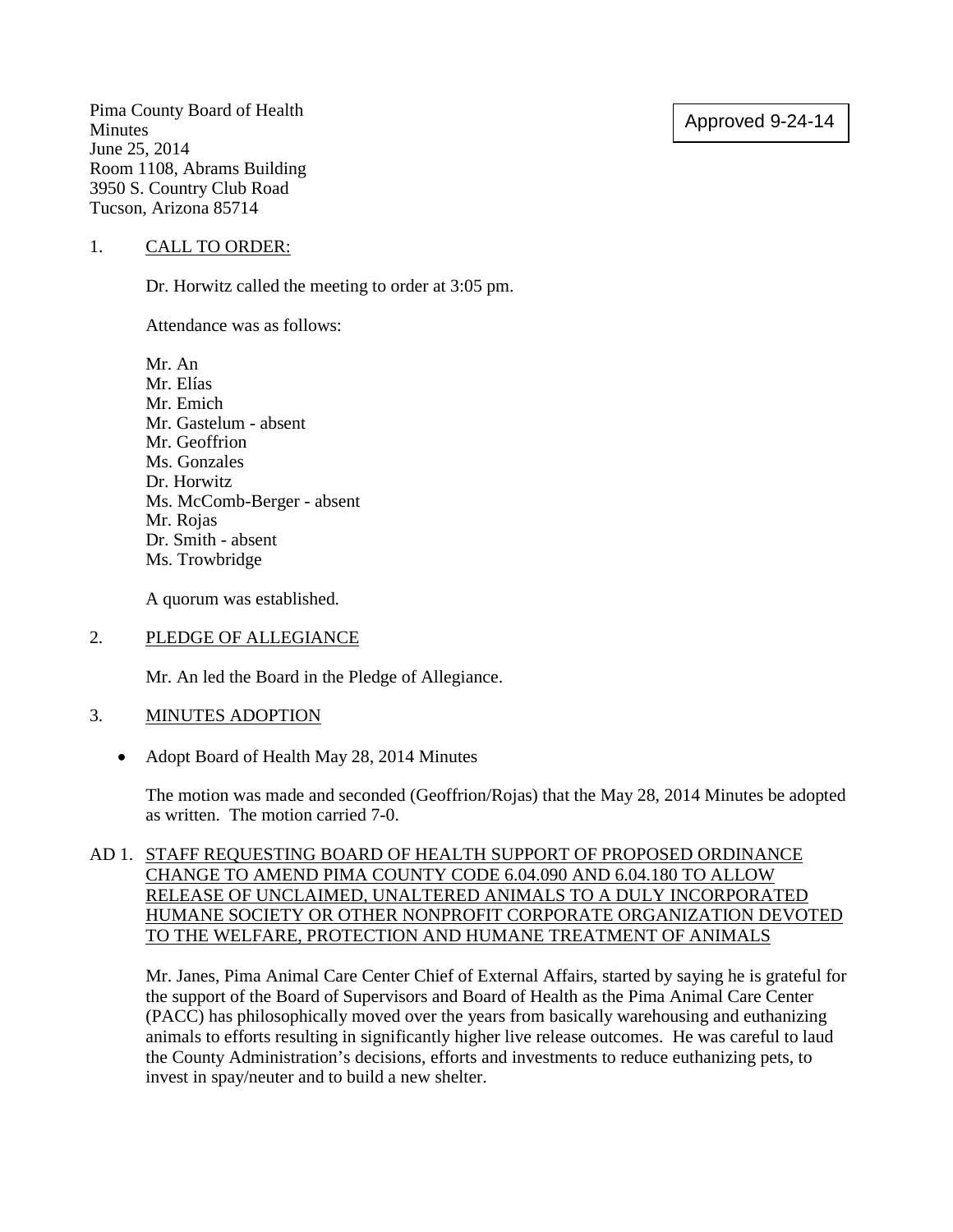Approved 9-24-14

Pima County Board of Health
Minutes
June 25, 2014
Room 1108, Abrams Building
3950 S. Country Club Road
Tucson, Arizona 85714

1. CALL TO ORDER:

Dr. Horwitz called the meeting to order at 3:05 pm.

Attendance was as follows:

Mr. An
Mr. Elías
Mr. Emich
Mr. Gastelum - absent
Mr. Geoffrion
Ms. Gonzales
Dr. Horwitz
Ms. McComb-Berger - absent
Mr. Rojas
Dr. Smith - absent
Ms. Trowbridge

A quorum was established.

2. PLEDGE OF ALLEGIANCE

Mr. An led the Board in the Pledge of Allegiance.

3. MINUTES ADOPTION

- Adopt Board of Health May 28, 2014 Minutes

The motion was made and seconded (Geoffrion/Rojas) that the May 28, 2014 Minutes be adopted as written. The motion carried 7-0.

AD 1. STAFF REQUESTING BOARD OF HEALTH SUPPORT OF PROPOSED ORDINANCE CHANGE TO AMEND PIMA COUNTY CODE 6.04.090 AND 6.04.180 TO ALLOW RELEASE OF UNCLAIMED, UNALTERED ANIMALS TO A DULY INCORPORATED HUMANE SOCIETY OR OTHER NONPROFIT CORPORATE ORGANIZATION DEVOTED TO THE WELFARE, PROTECTION AND HUMANE TREATMENT OF ANIMALS

Mr. Janes, Pima Animal Care Center Chief of External Affairs, started by saying he is grateful for the support of the Board of Supervisors and Board of Health as the Pima Animal Care Center (PACC) has philosophically moved over the years from basically warehousing and euthanizing animals to efforts resulting in significantly higher live release outcomes. He was careful to laud the County Administration's decisions, efforts and investments to reduce euthanizing pets, to invest in spay/neuter and to build a new shelter.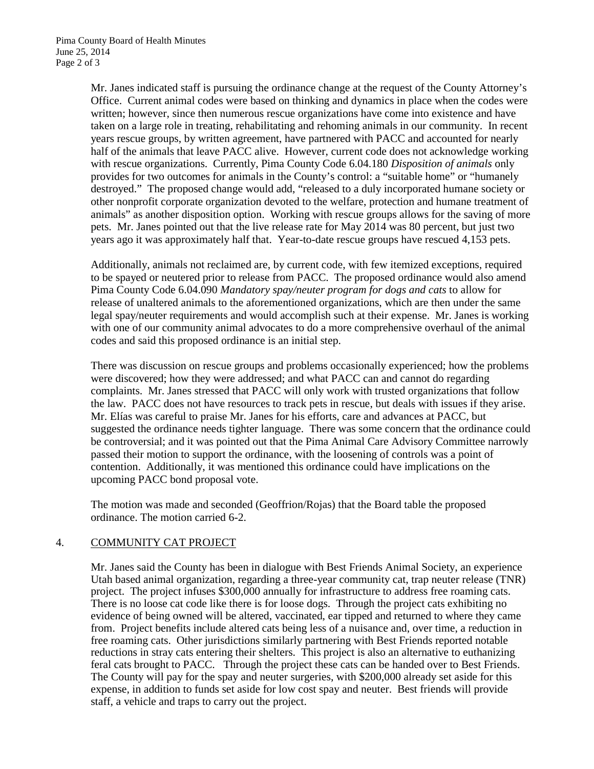Mr. Janes indicated staff is pursuing the ordinance change at the request of the County Attorney's Office. Current animal codes were based on thinking and dynamics in place when the codes were written; however, since then numerous rescue organizations have come into existence and have taken on a large role in treating, rehabilitating and rehoming animals in our community. In recent years rescue groups, by written agreement, have partnered with PACC and accounted for nearly half of the animals that leave PACC alive. However, current code does not acknowledge working with rescue organizations. Currently, Pima County Code 6.04.180 *Disposition of animals* only provides for two outcomes for animals in the County's control: a "suitable home" or "humanely destroyed." The proposed change would add, "released to a duly incorporated humane society or other nonprofit corporate organization devoted to the welfare, protection and humane treatment of animals" as another disposition option. Working with rescue groups allows for the saving of more pets. Mr. Janes pointed out that the live release rate for May 2014 was 80 percent, but just two years ago it was approximately half that. Year-to-date rescue groups have rescued 4,153 pets.

Additionally, animals not reclaimed are, by current code, with few itemized exceptions, required to be spayed or neutered prior to release from PACC. The proposed ordinance would also amend Pima County Code 6.04.090 *Mandatory spay/neuter program for dogs and cats* to allow for release of unaltered animals to the aforementioned organizations, which are then under the same legal spay/neuter requirements and would accomplish such at their expense. Mr. Janes is working with one of our community animal advocates to do a more comprehensive overhaul of the animal codes and said this proposed ordinance is an initial step.

There was discussion on rescue groups and problems occasionally experienced; how the problems were discovered; how they were addressed; and what PACC can and cannot do regarding complaints. Mr. Janes stressed that PACC will only work with trusted organizations that follow the law. PACC does not have resources to track pets in rescue, but deals with issues if they arise. Mr. Elías was careful to praise Mr. Janes for his efforts, care and advances at PACC, but suggested the ordinance needs tighter language. There was some concern that the ordinance could be controversial; and it was pointed out that the Pima Animal Care Advisory Committee narrowly passed their motion to support the ordinance, with the loosening of controls was a point of contention. Additionally, it was mentioned this ordinance could have implications on the upcoming PACC bond proposal vote.

The motion was made and seconded (Geoffrion/Rojas) that the Board table the proposed ordinance. The motion carried 6-2.

4. COMMUNITY CAT PROJECT

Mr. Janes said the County has been in dialogue with Best Friends Animal Society, an experience Utah based animal organization, regarding a three-year community cat, trap neuter release (TNR) project. The project infuses $300,000 annually for infrastructure to address free roaming cats. There is no loose cat code like there is for loose dogs. Through the project cats exhibiting no evidence of being owned will be altered, vaccinated, ear tipped and returned to where they came from. Project benefits include altered cats being less of a nuisance and, over time, a reduction in free roaming cats. Other jurisdictions similarly partnering with Best Friends reported notable reductions in stray cats entering their shelters. This project is also an alternative to euthanizing feral cats brought to PACC. Through the project these cats can be handed over to Best Friends. The County will pay for the spay and neuter surgeries, with $200,000 already set aside for this expense, in addition to funds set aside for low cost spay and neuter. Best friends will provide staff, a vehicle and traps to carry out the project.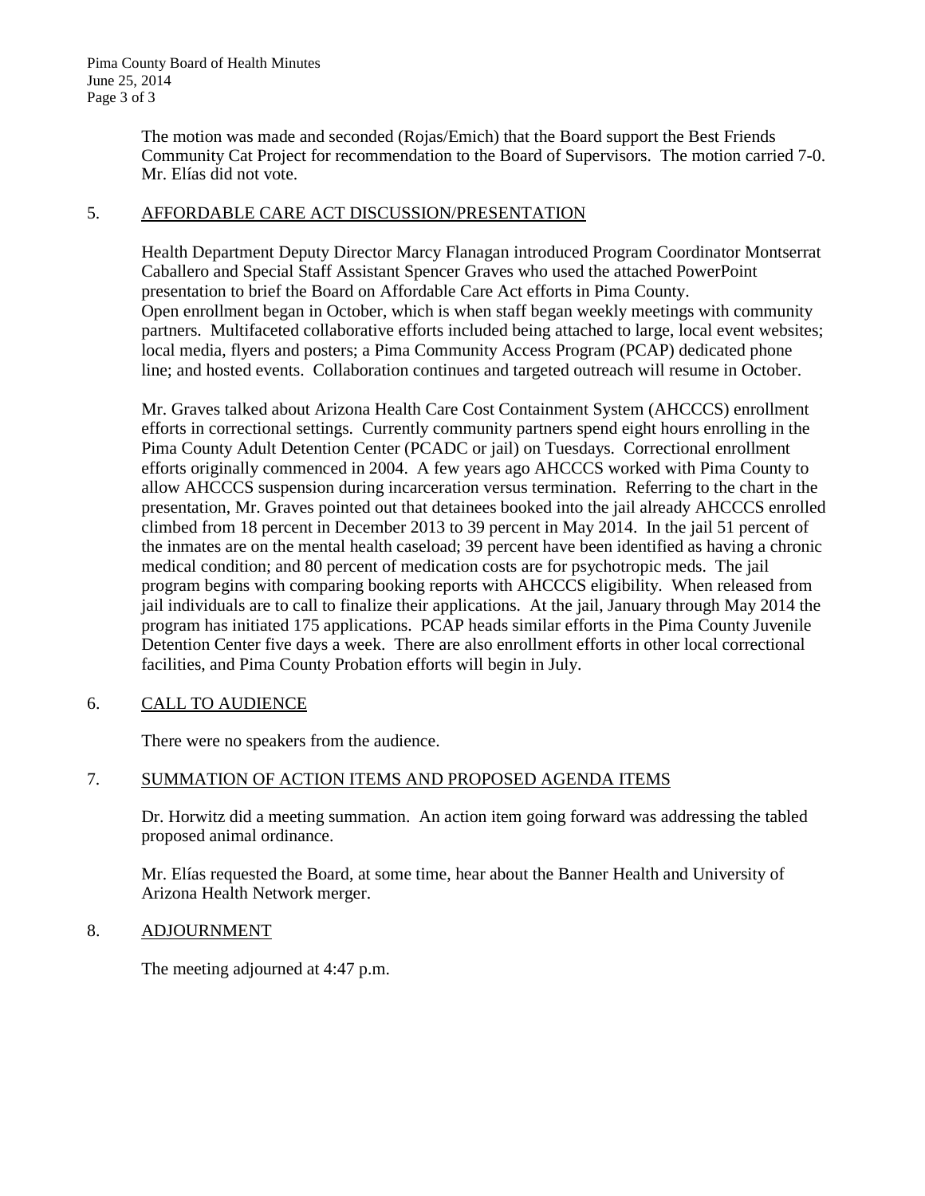The motion was made and seconded (Rojas/Emich) that the Board support the Best Friends Community Cat Project for recommendation to the Board of Supervisors. The motion carried 7-0. Mr. Elías did not vote.

5. AFFORDABLE CARE ACT DISCUSSION/PRESENTATION

Health Department Deputy Director Marcy Flanagan introduced Program Coordinator Montserrat Caballero and Special Staff Assistant Spencer Graves who used the attached PowerPoint presentation to brief the Board on Affordable Care Act efforts in Pima County. Open enrollment began in October, which is when staff began weekly meetings with community partners. Multifaceted collaborative efforts included being attached to large, local event websites; local media, flyers and posters; a Pima Community Access Program (PCAP) dedicated phone line; and hosted events. Collaboration continues and targeted outreach will resume in October.

Mr. Graves talked about Arizona Health Care Cost Containment System (AHCCCS) enrollment efforts in correctional settings. Currently community partners spend eight hours enrolling in the Pima County Adult Detention Center (PCADC or jail) on Tuesdays. Correctional enrollment efforts originally commenced in 2004. A few years ago AHCCCS worked with Pima County to allow AHCCCS suspension during incarceration versus termination. Referring to the chart in the presentation, Mr. Graves pointed out that detainees booked into the jail already AHCCCS enrolled climbed from 18 percent in December 2013 to 39 percent in May 2014. In the jail 51 percent of the inmates are on the mental health caseload; 39 percent have been identified as having a chronic medical condition; and 80 percent of medication costs are for psychotropic meds. The jail program begins with comparing booking reports with AHCCCS eligibility. When released from jail individuals are to call to finalize their applications. At the jail, January through May 2014 the program has initiated 175 applications. PCAP heads similar efforts in the Pima County Juvenile Detention Center five days a week. There are also enrollment efforts in other local correctional facilities, and Pima County Probation efforts will begin in July.

6. CALL TO AUDIENCE

There were no speakers from the audience.

7. SUMMATION OF ACTION ITEMS AND PROPOSED AGENDA ITEMS

Dr. Horwitz did a meeting summation. An action item going forward was addressing the tabled proposed animal ordinance.

Mr. Elías requested the Board, at some time, hear about the Banner Health and University of Arizona Health Network merger.

8. ADJOURNMENT

The meeting adjourned at 4:47 p.m.